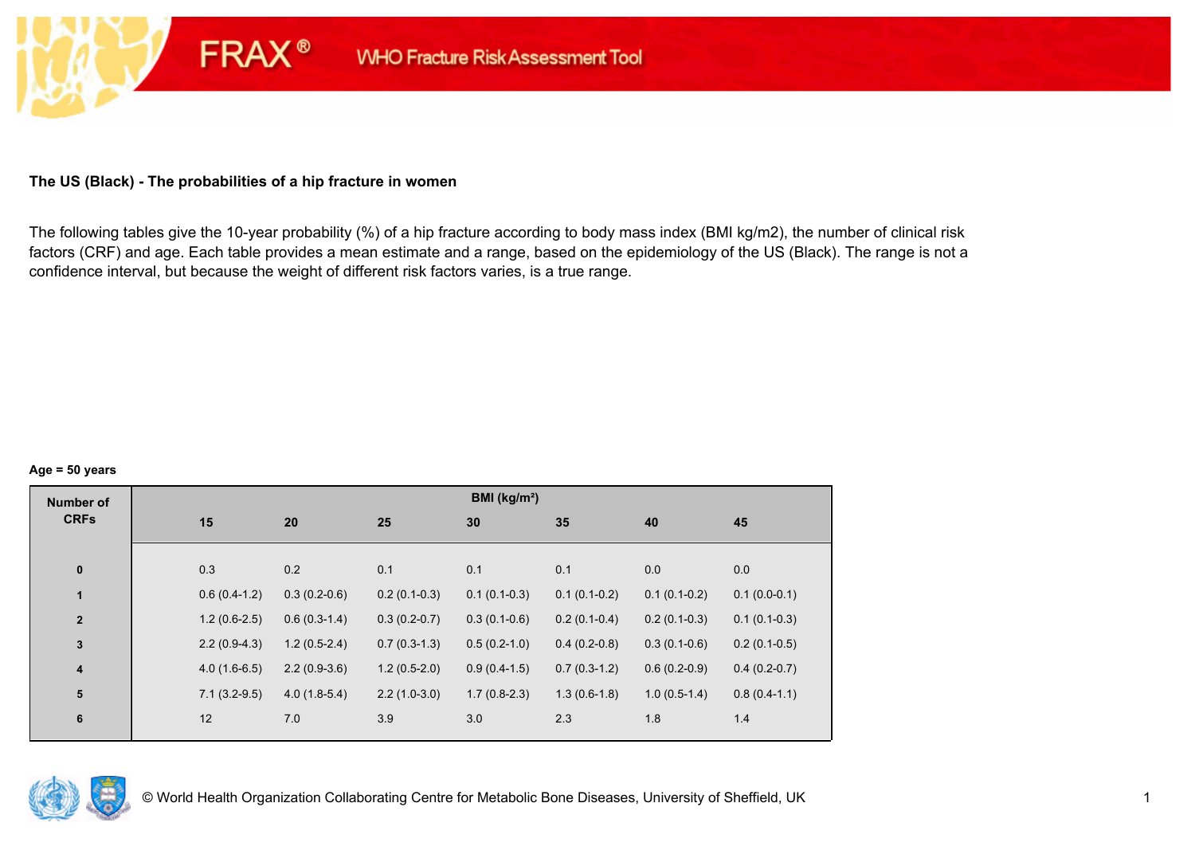**The US (Black) - The probabilities of a hip fracture in women**

The following tables give the 10-year probability (%) of a hip fracture according to body mass index (BMI kg/m2), the number of clinical risk factors (CRF) and age. Each table provides a mean estimate and a range, based on the epidemiology of the US (Black). The range is not a confidence interval, but because the weight of different risk factors varies, is a true range.

**Age = 50 years**

| Number of CRFs | BMI (kg/m²) | | | | | | |
|---|---|---|---|---|---|---|---|
| | 15 | 20 | 25 | 30 | 35 | 40 | 45 |
| 0 | 0.3 | 0.2 | 0.1 | 0.1 | 0.1 | 0.0 | 0.0 |
| 1 | 0.6 (0.4-1.2) | 0.3 (0.2-0.6) | 0.2 (0.1-0.3) | 0.1 (0.1-0.3) | 0.1 (0.1-0.2) | 0.1 (0.1-0.2) | 0.1 (0.0-0.1) |
| 2 | 1.2 (0.6-2.5) | 0.6 (0.3-1.4) | 0.3 (0.2-0.7) | 0.3 (0.1-0.6) | 0.2 (0.1-0.4) | 0.2 (0.1-0.3) | 0.1 (0.1-0.3) |
| 3 | 2.2 (0.9-4.3) | 1.2 (0.5-2.4) | 0.7 (0.3-1.3) | 0.5 (0.2-1.0) | 0.4 (0.2-0.8) | 0.3 (0.1-0.6) | 0.2 (0.1-0.5) |
| 4 | 4.0 (1.6-6.5) | 2.2 (0.9-3.6) | 1.2 (0.5-2.0) | 0.9 (0.4-1.5) | 0.7 (0.3-1.2) | 0.6 (0.2-0.9) | 0.4 (0.2-0.7) |
| 5 | 7.1 (3.2-9.5) | 4.0 (1.8-5.4) | 2.2 (1.0-3.0) | 1.7 (0.8-2.3) | 1.3 (0.6-1.8) | 1.0 (0.5-1.4) | 0.8 (0.4-1.1) |
| 6 | 12 | 7.0 | 3.9 | 3.0 | 2.3 | 1.8 | 1.4 |

© World Health Organization Collaborating Centre for Metabolic Bone Diseases, University of Sheffield, UK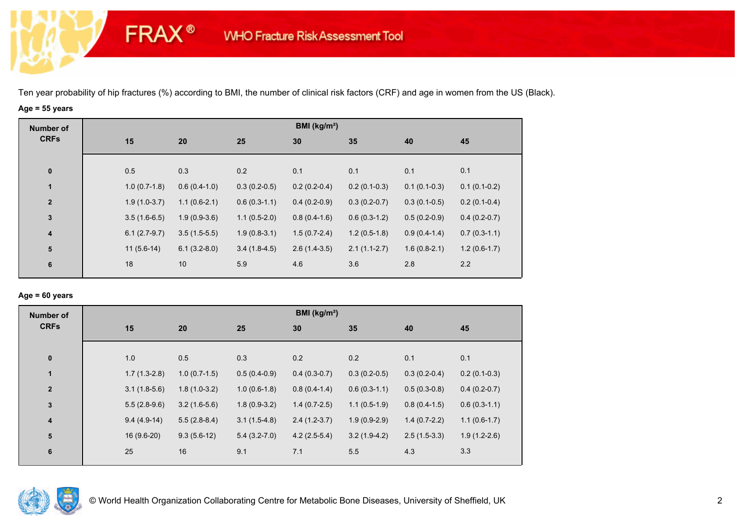# FRAX® WHO Fracture Risk Assessment Tool

Ten year probability of hip fractures (%) according to BMI, the number of clinical risk factors (CRF) and age in women from the US (Black).

**Age = 55 years**

| Number of CRFs | BMI (kg/m²) | | | | | | |
|---|---|---|---|---|---|---|---|
| | 15 | 20 | 25 | 30 | 35 | 40 | 45 |
| 0 | 0.5 | 0.3 | 0.2 | 0.1 | 0.1 | 0.1 | 0.1 |
| 1 | 1.0 (0.7-1.8) | 0.6 (0.4-1.0) | 0.3 (0.2-0.5) | 0.2 (0.2-0.4) | 0.2 (0.1-0.3) | 0.1 (0.1-0.3) | 0.1 (0.1-0.2) |
| 2 | 1.9 (1.0-3.7) | 1.1 (0.6-2.1) | 0.6 (0.3-1.1) | 0.4 (0.2-0.9) | 0.3 (0.2-0.7) | 0.3 (0.1-0.5) | 0.2 (0.1-0.4) |
| 3 | 3.5 (1.6-6.5) | 1.9 (0.9-3.6) | 1.1 (0.5-2.0) | 0.8 (0.4-1.6) | 0.6 (0.3-1.2) | 0.5 (0.2-0.9) | 0.4 (0.2-0.7) |
| 4 | 6.1 (2.7-9.7) | 3.5 (1.5-5.5) | 1.9 (0.8-3.1) | 1.5 (0.7-2.4) | 1.2 (0.5-1.8) | 0.9 (0.4-1.4) | 0.7 (0.3-1.1) |
| 5 | 11 (5.6-14) | 6.1 (3.2-8.0) | 3.4 (1.8-4.5) | 2.6 (1.4-3.5) | 2.1 (1.1-2.7) | 1.6 (0.8-2.1) | 1.2 (0.6-1.7) |
| 6 | 18 | 10 | 5.9 | 4.6 | 3.6 | 2.8 | 2.2 |

**Age = 60 years**

| Number of CRFs | BMI (kg/m²) | | | | | | |
|---|---|---|---|---|---|---|---|
| | 15 | 20 | 25 | 30 | 35 | 40 | 45 |
| 0 | 1.0 | 0.5 | 0.3 | 0.2 | 0.2 | 0.1 | 0.1 |
| 1 | 1.7 (1.3-2.8) | 1.0 (0.7-1.5) | 0.5 (0.4-0.9) | 0.4 (0.3-0.7) | 0.3 (0.2-0.5) | 0.3 (0.2-0.4) | 0.2 (0.1-0.3) |
| 2 | 3.1 (1.8-5.6) | 1.8 (1.0-3.2) | 1.0 (0.6-1.8) | 0.8 (0.4-1.4) | 0.6 (0.3-1.1) | 0.5 (0.3-0.8) | 0.4 (0.2-0.7) |
| 3 | 5.5 (2.8-9.6) | 3.2 (1.6-5.6) | 1.8 (0.9-3.2) | 1.4 (0.7-2.5) | 1.1 (0.5-1.9) | 0.8 (0.4-1.5) | 0.6 (0.3-1.1) |
| 4 | 9.4 (4.9-14) | 5.5 (2.8-8.4) | 3.1 (1.5-4.8) | 2.4 (1.2-3.7) | 1.9 (0.9-2.9) | 1.4 (0.7-2.2) | 1.1 (0.6-1.7) |
| 5 | 16 (9.6-20) | 9.3 (5.6-12) | 5.4 (3.2-7.0) | 4.2 (2.5-5.4) | 3.2 (1.9-4.2) | 2.5 (1.5-3.3) | 1.9 (1.2-2.6) |
| 6 | 25 | 16 | 9.1 | 7.1 | 5.5 | 4.3 | 3.3 |

© World Health Organization Collaborating Centre for Metabolic Bone Diseases, University of Sheffield, UK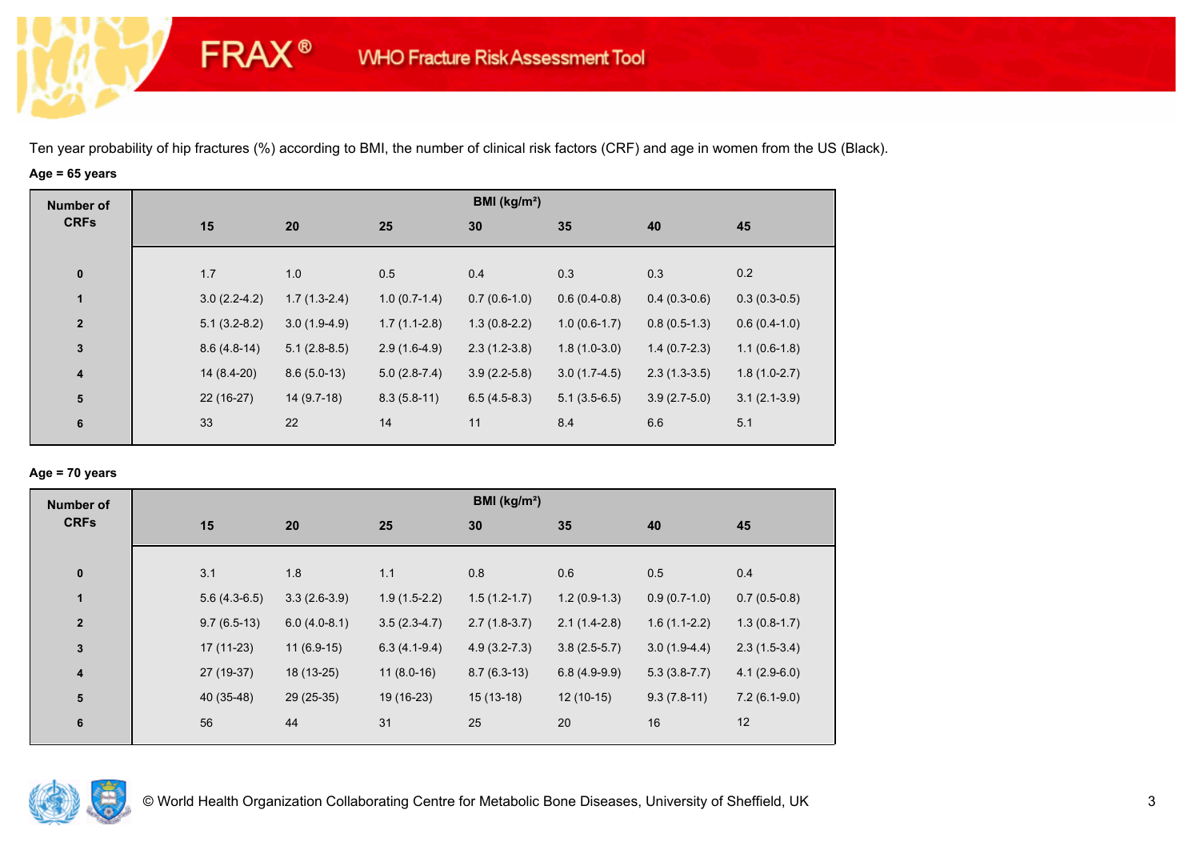# FRAX® WHO Fracture Risk Assessment Tool

Ten year probability of hip fractures (%) according to BMI, the number of clinical risk factors (CRF) and age in women from the US (Black).

**Age = 65 years**

| Number of CRFs | BMI (kg/m²) | | | | | | |
|---|---|---|---|---|---|---|---|
| | **15** | **20** | **25** | **30** | **35** | **40** | **45** |
| **0** | 1.7 | 1.0 | 0.5 | 0.4 | 0.3 | 0.3 | 0.2 |
| **1** | 3.0 (2.2-4.2) | 1.7 (1.3-2.4) | 1.0 (0.7-1.4) | 0.7 (0.6-1.0) | 0.6 (0.4-0.8) | 0.4 (0.3-0.6) | 0.3 (0.3-0.5) |
| **2** | 5.1 (3.2-8.2) | 3.0 (1.9-4.9) | 1.7 (1.1-2.8) | 1.3 (0.8-2.2) | 1.0 (0.6-1.7) | 0.8 (0.5-1.3) | 0.6 (0.4-1.0) |
| **3** | 8.6 (4.8-14) | 5.1 (2.8-8.5) | 2.9 (1.6-4.9) | 2.3 (1.2-3.8) | 1.8 (1.0-3.0) | 1.4 (0.7-2.3) | 1.1 (0.6-1.8) |
| **4** | 14 (8.4-20) | 8.6 (5.0-13) | 5.0 (2.8-7.4) | 3.9 (2.2-5.8) | 3.0 (1.7-4.5) | 2.3 (1.3-3.5) | 1.8 (1.0-2.7) |
| **5** | 22 (16-27) | 14 (9.7-18) | 8.3 (5.8-11) | 6.5 (4.5-8.3) | 5.1 (3.5-6.5) | 3.9 (2.7-5.0) | 3.1 (2.1-3.9) |
| **6** | 33 | 22 | 14 | 11 | 8.4 | 6.6 | 5.1 |

**Age = 70 years**

| Number of CRFs | BMI (kg/m²) | | | | | | |
|---|---|---|---|---|---|---|---|
| | **15** | **20** | **25** | **30** | **35** | **40** | **45** |
| **0** | 3.1 | 1.8 | 1.1 | 0.8 | 0.6 | 0.5 | 0.4 |
| **1** | 5.6 (4.3-6.5) | 3.3 (2.6-3.9) | 1.9 (1.5-2.2) | 1.5 (1.2-1.7) | 1.2 (0.9-1.3) | 0.9 (0.7-1.0) | 0.7 (0.5-0.8) |
| **2** | 9.7 (6.5-13) | 6.0 (4.0-8.1) | 3.5 (2.3-4.7) | 2.7 (1.8-3.7) | 2.1 (1.4-2.8) | 1.6 (1.1-2.2) | 1.3 (0.8-1.7) |
| **3** | 17 (11-23) | 11 (6.9-15) | 6.3 (4.1-9.4) | 4.9 (3.2-7.3) | 3.8 (2.5-5.7) | 3.0 (1.9-4.4) | 2.3 (1.5-3.4) |
| **4** | 27 (19-37) | 18 (13-25) | 11 (8.0-16) | 8.7 (6.3-13) | 6.8 (4.9-9.9) | 5.3 (3.8-7.7) | 4.1 (2.9-6.0) |
| **5** | 40 (35-48) | 29 (25-35) | 19 (16-23) | 15 (13-18) | 12 (10-15) | 9.3 (7.8-11) | 7.2 (6.1-9.0) |
| **6** | 56 | 44 | 31 | 25 | 20 | 16 | 12 |

© World Health Organization Collaborating Centre for Metabolic Bone Diseases, University of Sheffield, UK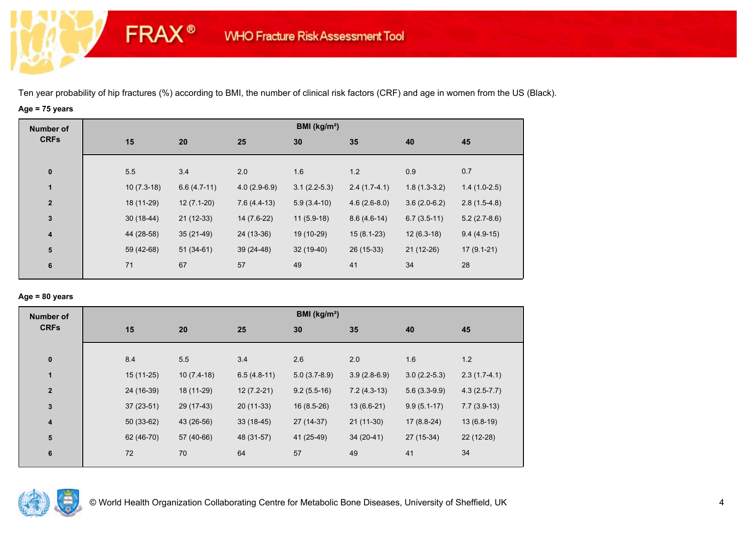Ten year probability of hip fractures (%) according to BMI, the number of clinical risk factors (CRF) and age in women from the US (Black).

**Age = 75 years**

| Number of CRFs | BMI (kg/m²) | | | | | | |
|---|---|---|---|---|---|---|---|
| | 15 | 20 | 25 | 30 | 35 | 40 | 45 |
| 0 | 5.5 | 3.4 | 2.0 | 1.6 | 1.2 | 0.9 | 0.7 |
| 1 | 10 (7.3-18) | 6.6 (4.7-11) | 4.0 (2.9-6.9) | 3.1 (2.2-5.3) | 2.4 (1.7-4.1) | 1.8 (1.3-3.2) | 1.4 (1.0-2.5) |
| 2 | 18 (11-29) | 12 (7.1-20) | 7.6 (4.4-13) | 5.9 (3.4-10) | 4.6 (2.6-8.0) | 3.6 (2.0-6.2) | 2.8 (1.5-4.8) |
| 3 | 30 (18-44) | 21 (12-33) | 14 (7.6-22) | 11 (5.9-18) | 8.6 (4.6-14) | 6.7 (3.5-11) | 5.2 (2.7-8.6) |
| 4 | 44 (28-58) | 35 (21-49) | 24 (13-36) | 19 (10-29) | 15 (8.1-23) | 12 (6.3-18) | 9.4 (4.9-15) |
| 5 | 59 (42-68) | 51 (34-61) | 39 (24-48) | 32 (19-40) | 26 (15-33) | 21 (12-26) | 17 (9.1-21) |
| 6 | 71 | 67 | 57 | 49 | 41 | 34 | 28 |

**Age = 80 years**

| Number of CRFs | BMI (kg/m²) | | | | | | |
|---|---|---|---|---|---|---|---|
| | 15 | 20 | 25 | 30 | 35 | 40 | 45 |
| 0 | 8.4 | 5.5 | 3.4 | 2.6 | 2.0 | 1.6 | 1.2 |
| 1 | 15 (11-25) | 10 (7.4-18) | 6.5 (4.8-11) | 5.0 (3.7-8.9) | 3.9 (2.8-6.9) | 3.0 (2.2-5.3) | 2.3 (1.7-4.1) |
| 2 | 24 (16-39) | 18 (11-29) | 12 (7.2-21) | 9.2 (5.5-16) | 7.2 (4.3-13) | 5.6 (3.3-9.9) | 4.3 (2.5-7.7) |
| 3 | 37 (23-51) | 29 (17-43) | 20 (11-33) | 16 (8.5-26) | 13 (6.6-21) | 9.9 (5.1-17) | 7.7 (3.9-13) |
| 4 | 50 (33-62) | 43 (26-56) | 33 (18-45) | 27 (14-37) | 21 (11-30) | 17 (8.8-24) | 13 (6.8-19) |
| 5 | 62 (46-70) | 57 (40-66) | 48 (31-57) | 41 (25-49) | 34 (20-41) | 27 (15-34) | 22 (12-28) |
| 6 | 72 | 70 | 64 | 57 | 49 | 41 | 34 |

© World Health Organization Collaborating Centre for Metabolic Bone Diseases, University of Sheffield, UK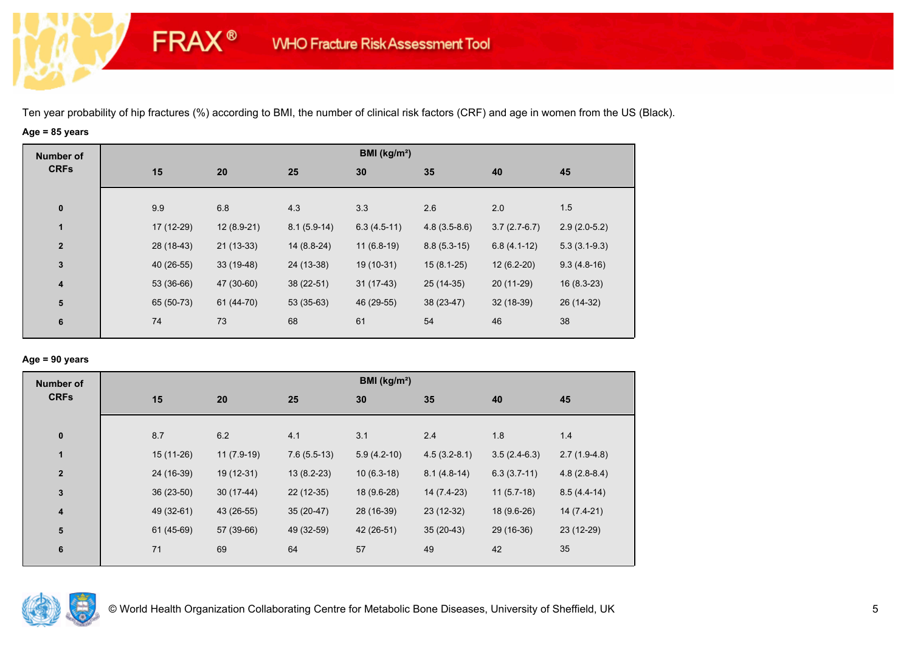Ten year probability of hip fractures (%) according to BMI, the number of clinical risk factors (CRF) and age in women from the US (Black).

**Age = 85 years**

| Number of CRFs | BMI (kg/m²) | | | | | | |
|---|---|---|---|---|---|---|---|
| | 15 | 20 | 25 | 30 | 35 | 40 | 45 |
| 0 | 9.9 | 6.8 | 4.3 | 3.3 | 2.6 | 2.0 | 1.5 |
| 1 | 17 (12-29) | 12 (8.9-21) | 8.1 (5.9-14) | 6.3 (4.5-11) | 4.8 (3.5-8.6) | 3.7 (2.7-6.7) | 2.9 (2.0-5.2) |
| 2 | 28 (18-43) | 21 (13-33) | 14 (8.8-24) | 11 (6.8-19) | 8.8 (5.3-15) | 6.8 (4.1-12) | 5.3 (3.1-9.3) |
| 3 | 40 (26-55) | 33 (19-48) | 24 (13-38) | 19 (10-31) | 15 (8.1-25) | 12 (6.2-20) | 9.3 (4.8-16) |
| 4 | 53 (36-66) | 47 (30-60) | 38 (22-51) | 31 (17-43) | 25 (14-35) | 20 (11-29) | 16 (8.3-23) |
| 5 | 65 (50-73) | 61 (44-70) | 53 (35-63) | 46 (29-55) | 38 (23-47) | 32 (18-39) | 26 (14-32) |
| 6 | 74 | 73 | 68 | 61 | 54 | 46 | 38 |

**Age = 90 years**

| Number of CRFs | BMI (kg/m²) | | | | | | |
|---|---|---|---|---|---|---|---|
| | 15 | 20 | 25 | 30 | 35 | 40 | 45 |
| 0 | 8.7 | 6.2 | 4.1 | 3.1 | 2.4 | 1.8 | 1.4 |
| 1 | 15 (11-26) | 11 (7.9-19) | 7.6 (5.5-13) | 5.9 (4.2-10) | 4.5 (3.2-8.1) | 3.5 (2.4-6.3) | 2.7 (1.9-4.8) |
| 2 | 24 (16-39) | 19 (12-31) | 13 (8.2-23) | 10 (6.3-18) | 8.1 (4.8-14) | 6.3 (3.7-11) | 4.8 (2.8-8.4) |
| 3 | 36 (23-50) | 30 (17-44) | 22 (12-35) | 18 (9.6-28) | 14 (7.4-23) | 11 (5.7-18) | 8.5 (4.4-14) |
| 4 | 49 (32-61) | 43 (26-55) | 35 (20-47) | 28 (16-39) | 23 (12-32) | 18 (9.6-26) | 14 (7.4-21) |
| 5 | 61 (45-69) | 57 (39-66) | 49 (32-59) | 42 (26-51) | 35 (20-43) | 29 (16-36) | 23 (12-29) |
| 6 | 71 | 69 | 64 | 57 | 49 | 42 | 35 |

© World Health Organization Collaborating Centre for Metabolic Bone Diseases, University of Sheffield, UK